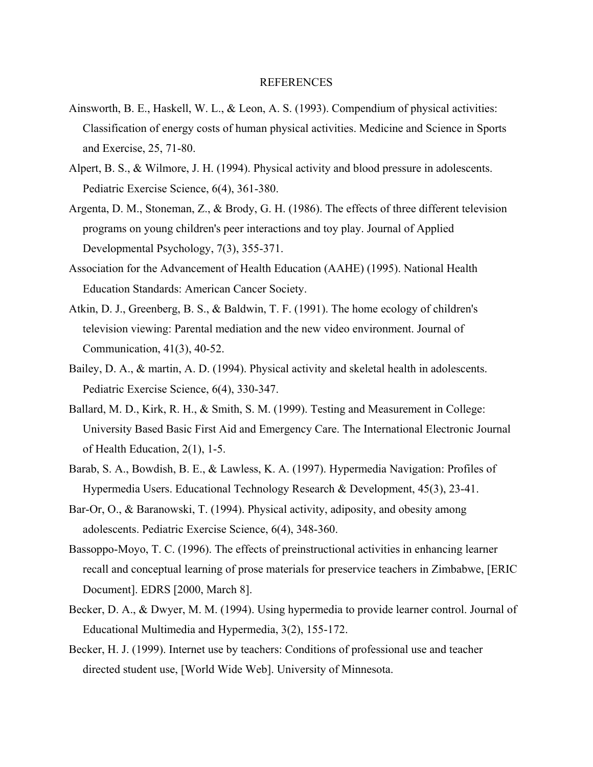# REFERENCES

Ainsworth, B. E., Haskell, W. L., & Leon, A. S. (1993). Compendium of physical activities: Classification of energy costs of human physical activities. Medicine and Science in Sports and Exercise, 25, 71-80.

Alpert, B. S., & Wilmore, J. H. (1994). Physical activity and blood pressure in adolescents. Pediatric Exercise Science, 6(4), 361-380.

Argenta, D. M., Stoneman, Z., & Brody, G. H. (1986). The effects of three different television programs on young children's peer interactions and toy play. Journal of Applied Developmental Psychology, 7(3), 355-371.

Association for the Advancement of Health Education (AAHE) (1995). National Health Education Standards: American Cancer Society.

Atkin, D. J., Greenberg, B. S., & Baldwin, T. F. (1991). The home ecology of children's television viewing: Parental mediation and the new video environment. Journal of Communication, 41(3), 40-52.

Bailey, D. A., & martin, A. D. (1994). Physical activity and skeletal health in adolescents. Pediatric Exercise Science, 6(4), 330-347.

Ballard, M. D., Kirk, R. H., & Smith, S. M. (1999). Testing and Measurement in College: University Based Basic First Aid and Emergency Care. The International Electronic Journal of Health Education, 2(1), 1-5.

Barab, S. A., Bowdish, B. E., & Lawless, K. A. (1997). Hypermedia Navigation: Profiles of Hypermedia Users. Educational Technology Research & Development, 45(3), 23-41.

Bar-Or, O., & Baranowski, T. (1994). Physical activity, adiposity, and obesity among adolescents. Pediatric Exercise Science, 6(4), 348-360.

Bassoppo-Moyo, T. C. (1996). The effects of preinstructional activities in enhancing learner recall and conceptual learning of prose materials for preservice teachers in Zimbabwe, [ERIC Document]. EDRS [2000, March 8].

Becker, D. A., & Dwyer, M. M. (1994). Using hypermedia to provide learner control. Journal of Educational Multimedia and Hypermedia, 3(2), 155-172.

Becker, H. J. (1999). Internet use by teachers: Conditions of professional use and teacher directed student use, [World Wide Web]. University of Minnesota.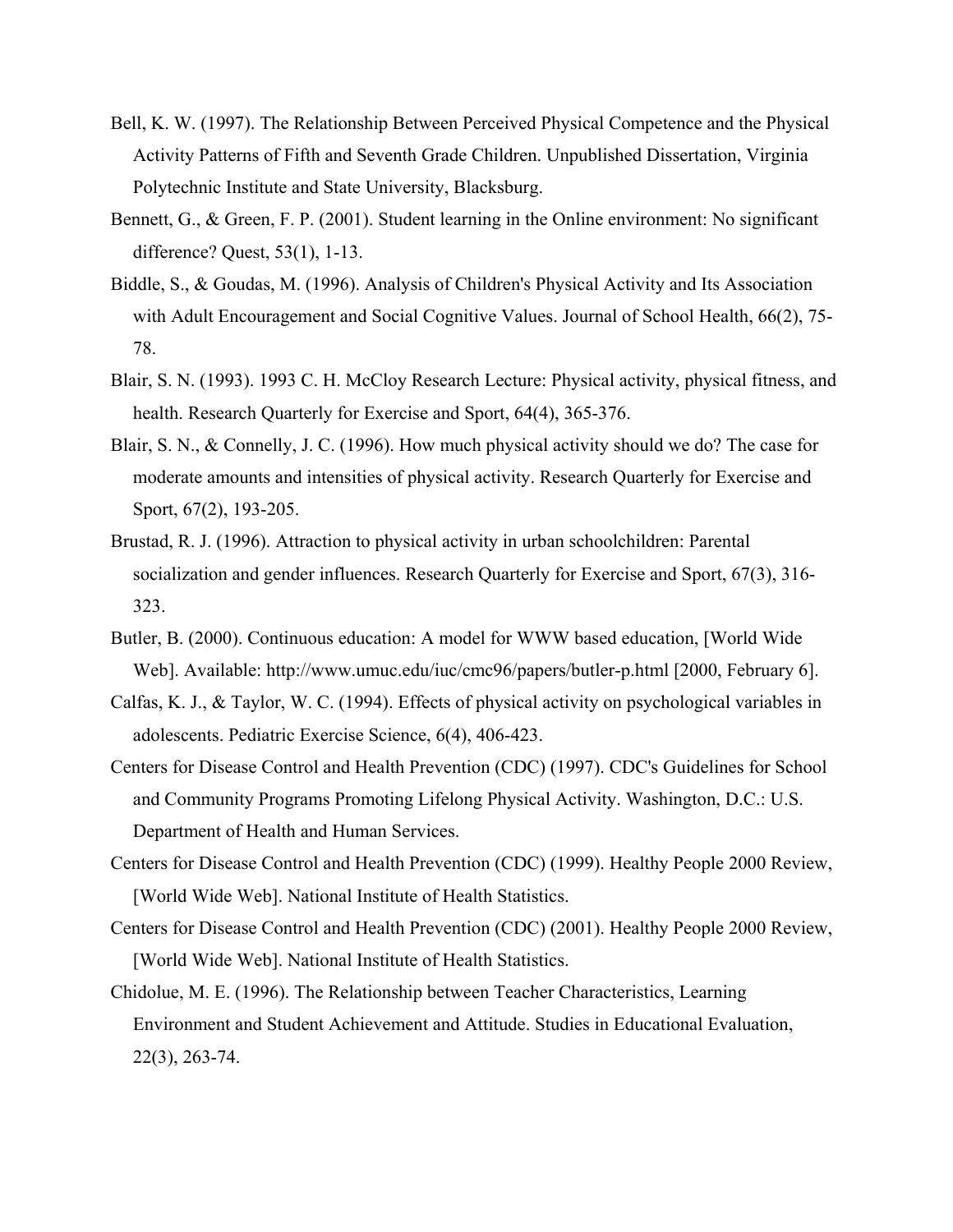Bell, K. W. (1997). The Relationship Between Perceived Physical Competence and the Physical Activity Patterns of Fifth and Seventh Grade Children. Unpublished Dissertation, Virginia Polytechnic Institute and State University, Blacksburg.

Bennett, G., & Green, F. P. (2001). Student learning in the Online environment: No significant difference? Quest, 53(1), 1-13.

Biddle, S., & Goudas, M. (1996). Analysis of Children's Physical Activity and Its Association with Adult Encouragement and Social Cognitive Values. Journal of School Health, 66(2), 75-78.

Blair, S. N. (1993). 1993 C. H. McCloy Research Lecture: Physical activity, physical fitness, and health. Research Quarterly for Exercise and Sport, 64(4), 365-376.

Blair, S. N., & Connelly, J. C. (1996). How much physical activity should we do? The case for moderate amounts and intensities of physical activity. Research Quarterly for Exercise and Sport, 67(2), 193-205.

Brustad, R. J. (1996). Attraction to physical activity in urban schoolchildren: Parental socialization and gender influences. Research Quarterly for Exercise and Sport, 67(3), 316-323.

Butler, B. (2000). Continuous education: A model for WWW based education, [World Wide Web]. Available: http://www.umuc.edu/iuc/cmc96/papers/butler-p.html [2000, February 6].

Calfas, K. J., & Taylor, W. C. (1994). Effects of physical activity on psychological variables in adolescents. Pediatric Exercise Science, 6(4), 406-423.

Centers for Disease Control and Health Prevention (CDC) (1997). CDC's Guidelines for School and Community Programs Promoting Lifelong Physical Activity. Washington, D.C.: U.S. Department of Health and Human Services.

Centers for Disease Control and Health Prevention (CDC) (1999). Healthy People 2000 Review, [World Wide Web]. National Institute of Health Statistics.

Centers for Disease Control and Health Prevention (CDC) (2001). Healthy People 2000 Review, [World Wide Web]. National Institute of Health Statistics.

Chidolue, M. E. (1996). The Relationship between Teacher Characteristics, Learning Environment and Student Achievement and Attitude. Studies in Educational Evaluation, 22(3), 263-74.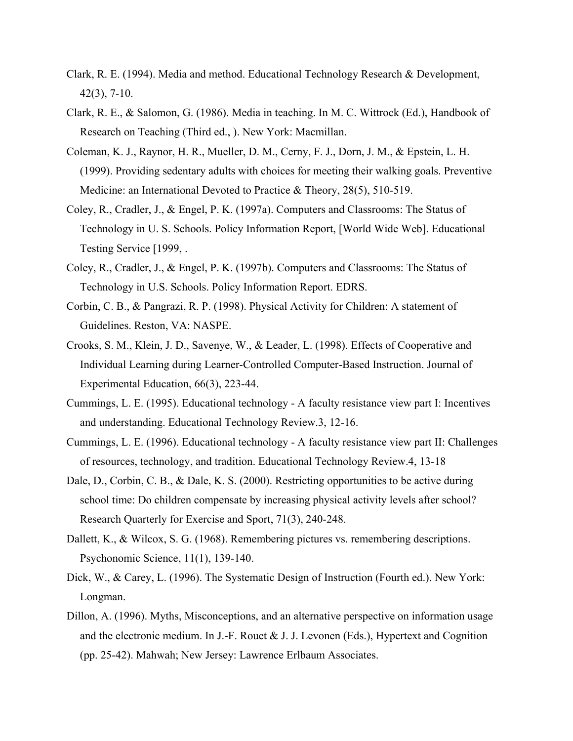Clark, R. E. (1994). Media and method. Educational Technology Research & Development, 42(3), 7-10.

Clark, R. E., & Salomon, G. (1986). Media in teaching. In M. C. Wittrock (Ed.), Handbook of Research on Teaching (Third ed., ). New York: Macmillan.

Coleman, K. J., Raynor, H. R., Mueller, D. M., Cerny, F. J., Dorn, J. M., & Epstein, L. H. (1999). Providing sedentary adults with choices for meeting their walking goals. Preventive Medicine: an International Devoted to Practice & Theory, 28(5), 510-519.

Coley, R., Cradler, J., & Engel, P. K. (1997a). Computers and Classrooms: The Status of Technology in U. S. Schools. Policy Information Report, [World Wide Web]. Educational Testing Service [1999, .

Coley, R., Cradler, J., & Engel, P. K. (1997b). Computers and Classrooms: The Status of Technology in U.S. Schools. Policy Information Report. EDRS.

Corbin, C. B., & Pangrazi, R. P. (1998). Physical Activity for Children: A statement of Guidelines. Reston, VA: NASPE.

Crooks, S. M., Klein, J. D., Savenye, W., & Leader, L. (1998). Effects of Cooperative and Individual Learning during Learner-Controlled Computer-Based Instruction. Journal of Experimental Education, 66(3), 223-44.

Cummings, L. E. (1995). Educational technology - A faculty resistance view part I: Incentives and understanding. Educational Technology Review.3, 12-16.

Cummings, L. E. (1996). Educational technology - A faculty resistance view part II: Challenges of resources, technology, and tradition. Educational Technology Review.4, 13-18

Dale, D., Corbin, C. B., & Dale, K. S. (2000). Restricting opportunities to be active during school time: Do children compensate by increasing physical activity levels after school? Research Quarterly for Exercise and Sport, 71(3), 240-248.

Dallett, K., & Wilcox, S. G. (1968). Remembering pictures vs. remembering descriptions. Psychonomic Science, 11(1), 139-140.

Dick, W., & Carey, L. (1996). The Systematic Design of Instruction (Fourth ed.). New York: Longman.

Dillon, A. (1996). Myths, Misconceptions, and an alternative perspective on information usage and the electronic medium. In J.-F. Rouet & J. J. Levonen (Eds.), Hypertext and Cognition (pp. 25-42). Mahwah; New Jersey: Lawrence Erlbaum Associates.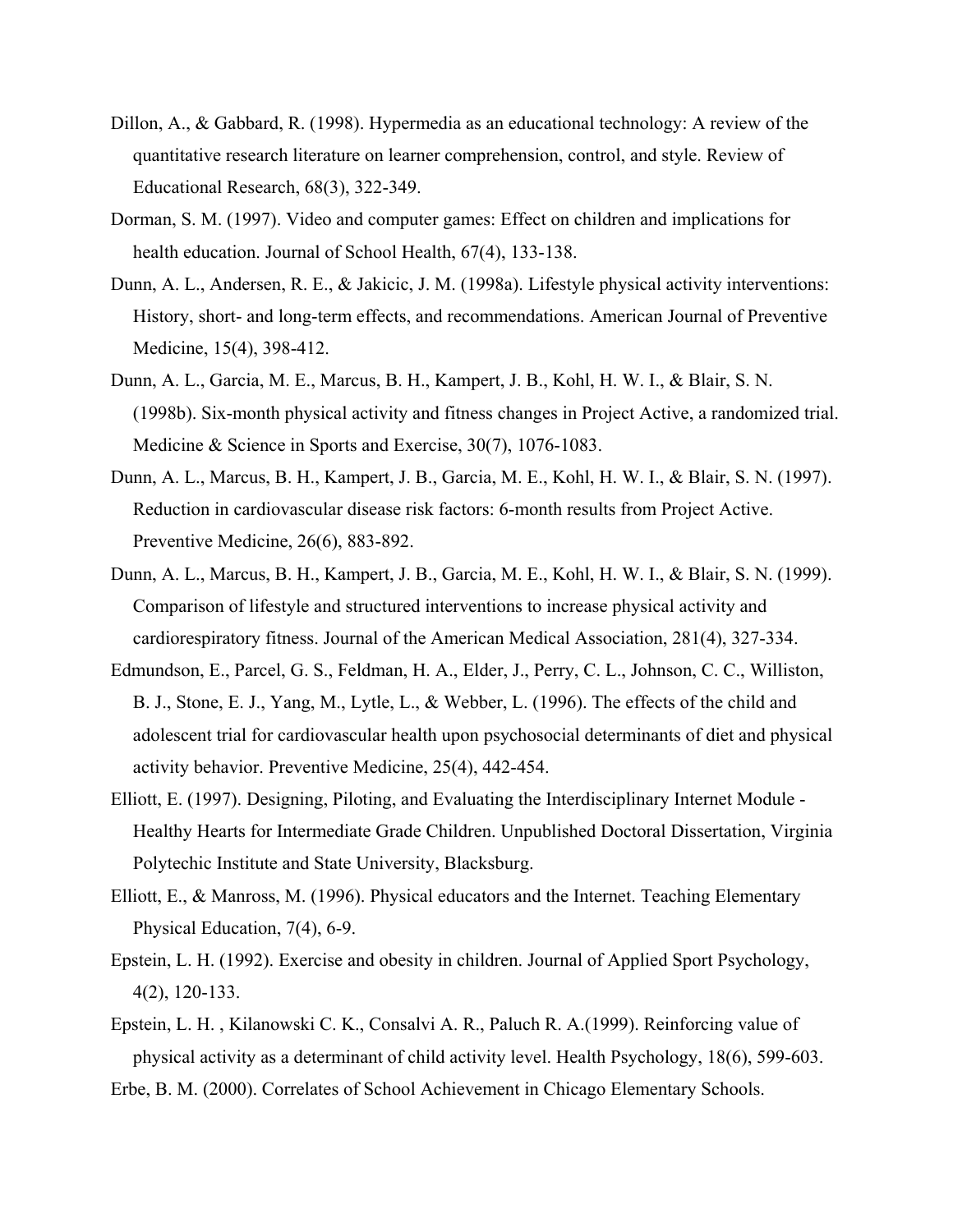Dillon, A., & Gabbard, R. (1998). Hypermedia as an educational technology: A review of the quantitative research literature on learner comprehension, control, and style. Review of Educational Research, 68(3), 322-349.

Dorman, S. M. (1997). Video and computer games: Effect on children and implications for health education. Journal of School Health, 67(4), 133-138.

Dunn, A. L., Andersen, R. E., & Jakicic, J. M. (1998a). Lifestyle physical activity interventions: History, short- and long-term effects, and recommendations. American Journal of Preventive Medicine, 15(4), 398-412.

Dunn, A. L., Garcia, M. E., Marcus, B. H., Kampert, J. B., Kohl, H. W. I., & Blair, S. N. (1998b). Six-month physical activity and fitness changes in Project Active, a randomized trial. Medicine & Science in Sports and Exercise, 30(7), 1076-1083.

Dunn, A. L., Marcus, B. H., Kampert, J. B., Garcia, M. E., Kohl, H. W. I., & Blair, S. N. (1997). Reduction in cardiovascular disease risk factors: 6-month results from Project Active. Preventive Medicine, 26(6), 883-892.

Dunn, A. L., Marcus, B. H., Kampert, J. B., Garcia, M. E., Kohl, H. W. I., & Blair, S. N. (1999). Comparison of lifestyle and structured interventions to increase physical activity and cardiorespiratory fitness. Journal of the American Medical Association, 281(4), 327-334.

Edmundson, E., Parcel, G. S., Feldman, H. A., Elder, J., Perry, C. L., Johnson, C. C., Williston, B. J., Stone, E. J., Yang, M., Lytle, L., & Webber, L. (1996). The effects of the child and adolescent trial for cardiovascular health upon psychosocial determinants of diet and physical activity behavior. Preventive Medicine, 25(4), 442-454.

Elliott, E. (1997). Designing, Piloting, and Evaluating the Interdisciplinary Internet Module - Healthy Hearts for Intermediate Grade Children. Unpublished Doctoral Dissertation, Virginia Polytechic Institute and State University, Blacksburg.

Elliott, E., & Manross, M. (1996). Physical educators and the Internet. Teaching Elementary Physical Education, 7(4), 6-9.

Epstein, L. H. (1992). Exercise and obesity in children. Journal of Applied Sport Psychology, 4(2), 120-133.

Epstein, L. H. , Kilanowski C. K., Consalvi A. R., Paluch R. A.(1999). Reinforcing value of physical activity as a determinant of child activity level. Health Psychology, 18(6), 599-603.

Erbe, B. M. (2000). Correlates of School Achievement in Chicago Elementary Schools.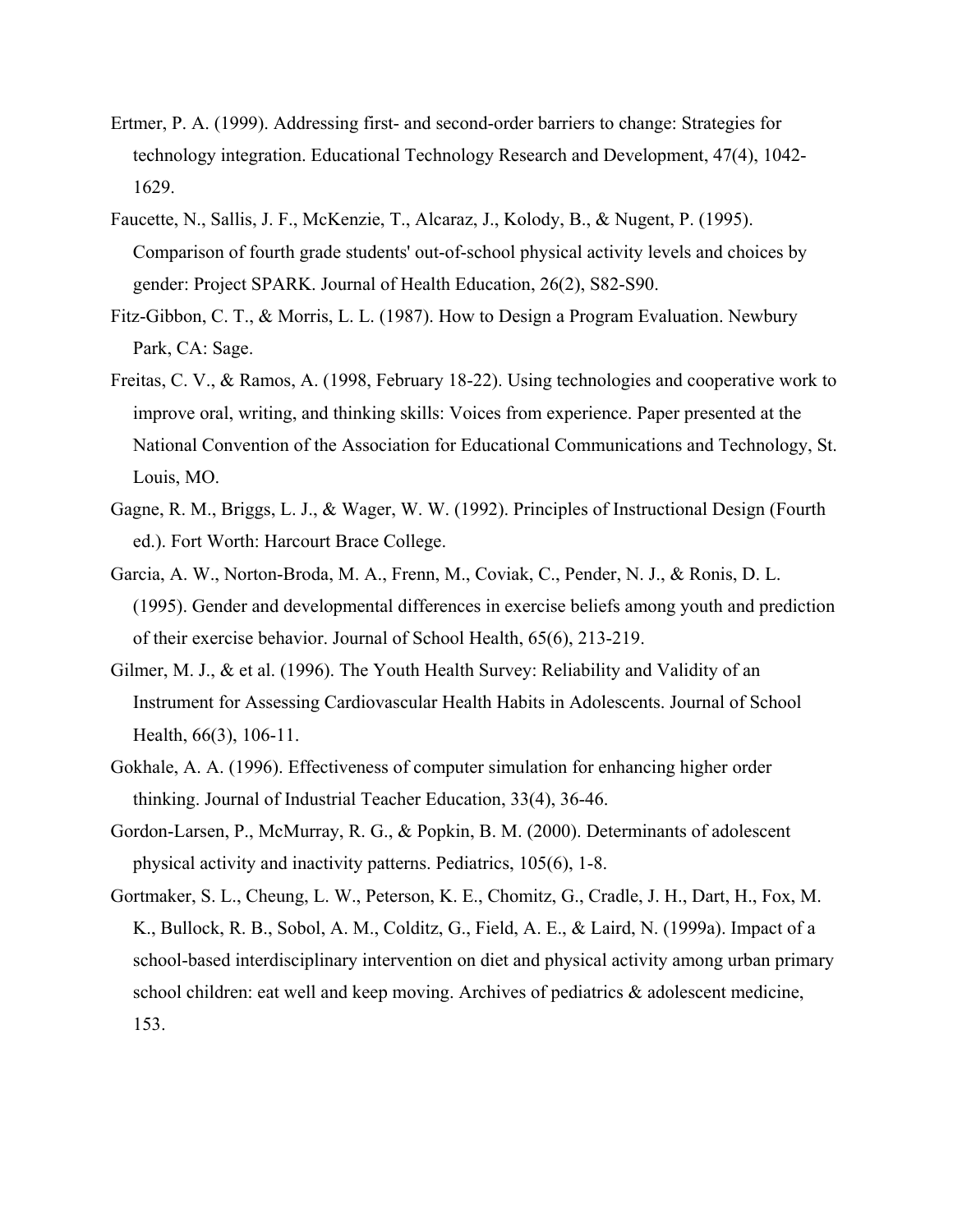Ertmer, P. A. (1999). Addressing first- and second-order barriers to change: Strategies for technology integration. Educational Technology Research and Development, 47(4), 1042-1629.

Faucette, N., Sallis, J. F., McKenzie, T., Alcaraz, J., Kolody, B., & Nugent, P. (1995). Comparison of fourth grade students' out-of-school physical activity levels and choices by gender: Project SPARK. Journal of Health Education, 26(2), S82-S90.

Fitz-Gibbon, C. T., & Morris, L. L. (1987). How to Design a Program Evaluation. Newbury Park, CA: Sage.

Freitas, C. V., & Ramos, A. (1998, February 18-22). Using technologies and cooperative work to improve oral, writing, and thinking skills: Voices from experience. Paper presented at the National Convention of the Association for Educational Communications and Technology, St. Louis, MO.

Gagne, R. M., Briggs, L. J., & Wager, W. W. (1992). Principles of Instructional Design (Fourth ed.). Fort Worth: Harcourt Brace College.

Garcia, A. W., Norton-Broda, M. A., Frenn, M., Coviak, C., Pender, N. J., & Ronis, D. L. (1995). Gender and developmental differences in exercise beliefs among youth and prediction of their exercise behavior. Journal of School Health, 65(6), 213-219.

Gilmer, M. J., & et al. (1996). The Youth Health Survey: Reliability and Validity of an Instrument for Assessing Cardiovascular Health Habits in Adolescents. Journal of School Health, 66(3), 106-11.

Gokhale, A. A. (1996). Effectiveness of computer simulation for enhancing higher order thinking. Journal of Industrial Teacher Education, 33(4), 36-46.

Gordon-Larsen, P., McMurray, R. G., & Popkin, B. M. (2000). Determinants of adolescent physical activity and inactivity patterns. Pediatrics, 105(6), 1-8.

Gortmaker, S. L., Cheung, L. W., Peterson, K. E., Chomitz, G., Cradle, J. H., Dart, H., Fox, M. K., Bullock, R. B., Sobol, A. M., Colditz, G., Field, A. E., & Laird, N. (1999a). Impact of a school-based interdisciplinary intervention on diet and physical activity among urban primary school children: eat well and keep moving. Archives of pediatrics & adolescent medicine, 153.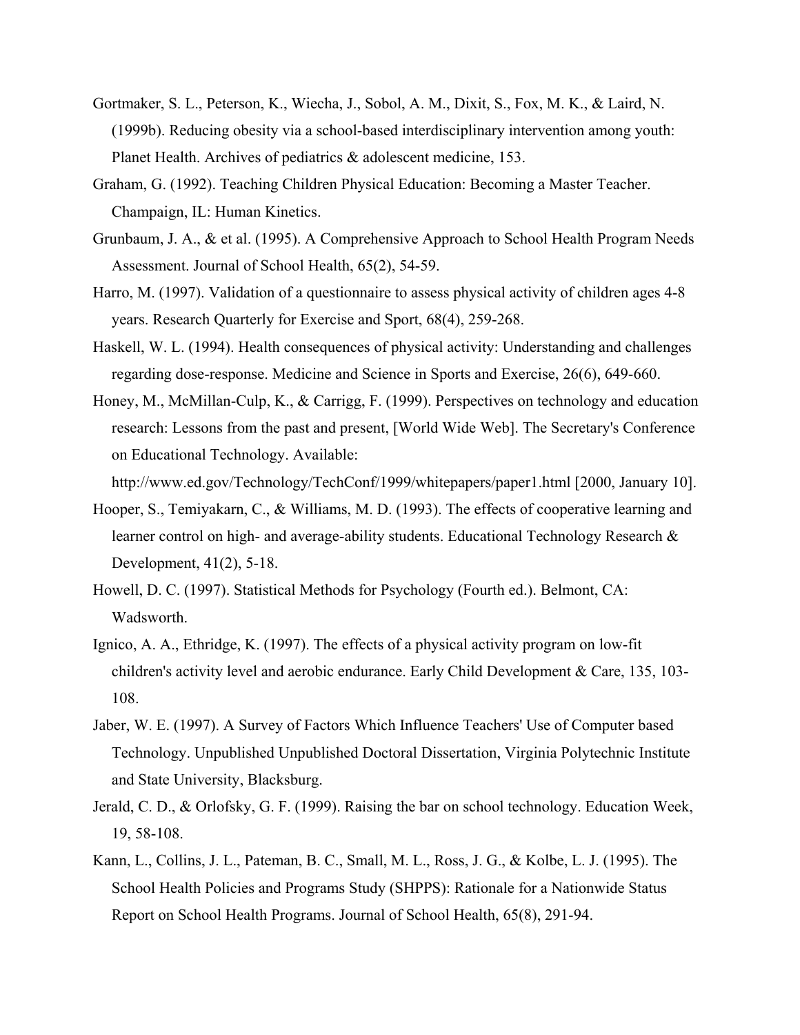Gortmaker, S. L., Peterson, K., Wiecha, J., Sobol, A. M., Dixit, S., Fox, M. K., & Laird, N. (1999b). Reducing obesity via a school-based interdisciplinary intervention among youth: Planet Health. Archives of pediatrics & adolescent medicine, 153.

Graham, G. (1992). Teaching Children Physical Education: Becoming a Master Teacher. Champaign, IL: Human Kinetics.

Grunbaum, J. A., & et al. (1995). A Comprehensive Approach to School Health Program Needs Assessment. Journal of School Health, 65(2), 54-59.

Harro, M. (1997). Validation of a questionnaire to assess physical activity of children ages 4-8 years. Research Quarterly for Exercise and Sport, 68(4), 259-268.

Haskell, W. L. (1994). Health consequences of physical activity: Understanding and challenges regarding dose-response. Medicine and Science in Sports and Exercise, 26(6), 649-660.

Honey, M., McMillan-Culp, K., & Carrigg, F. (1999). Perspectives on technology and education research: Lessons from the past and present, [World Wide Web]. The Secretary's Conference on Educational Technology. Available: http://www.ed.gov/Technology/TechConf/1999/whitepapers/paper1.html [2000, January 10].

Hooper, S., Temiyakarn, C., & Williams, M. D. (1993). The effects of cooperative learning and learner control on high- and average-ability students. Educational Technology Research & Development, 41(2), 5-18.

Howell, D. C. (1997). Statistical Methods for Psychology (Fourth ed.). Belmont, CA: Wadsworth.

Ignico, A. A., Ethridge, K. (1997). The effects of a physical activity program on low-fit children's activity level and aerobic endurance. Early Child Development & Care, 135, 103-108.

Jaber, W. E. (1997). A Survey of Factors Which Influence Teachers' Use of Computer based Technology. Unpublished Unpublished Doctoral Dissertation, Virginia Polytechnic Institute and State University, Blacksburg.

Jerald, C. D., & Orlofsky, G. F. (1999). Raising the bar on school technology. Education Week, 19, 58-108.

Kann, L., Collins, J. L., Pateman, B. C., Small, M. L., Ross, J. G., & Kolbe, L. J. (1995). The School Health Policies and Programs Study (SHPPS): Rationale for a Nationwide Status Report on School Health Programs. Journal of School Health, 65(8), 291-94.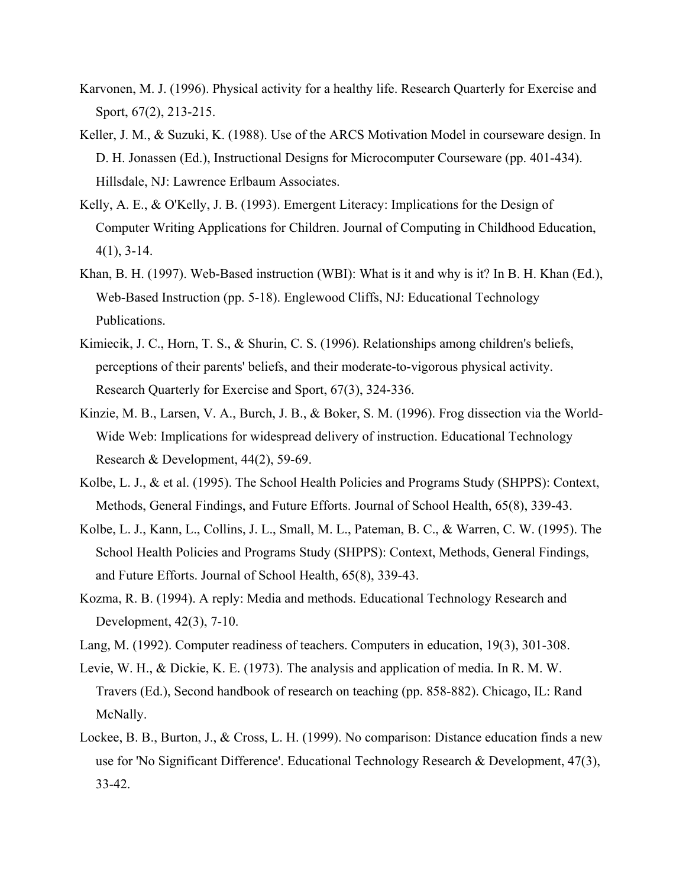Karvonen, M. J. (1996). Physical activity for a healthy life. Research Quarterly for Exercise and Sport, 67(2), 213-215.

Keller, J. M., & Suzuki, K. (1988). Use of the ARCS Motivation Model in courseware design. In D. H. Jonassen (Ed.), Instructional Designs for Microcomputer Courseware (pp. 401-434). Hillsdale, NJ: Lawrence Erlbaum Associates.

Kelly, A. E., & O'Kelly, J. B. (1993). Emergent Literacy: Implications for the Design of Computer Writing Applications for Children. Journal of Computing in Childhood Education, 4(1), 3-14.

Khan, B. H. (1997). Web-Based instruction (WBI): What is it and why is it? In B. H. Khan (Ed.), Web-Based Instruction (pp. 5-18). Englewood Cliffs, NJ: Educational Technology Publications.

Kimiecik, J. C., Horn, T. S., & Shurin, C. S. (1996). Relationships among children's beliefs, perceptions of their parents' beliefs, and their moderate-to-vigorous physical activity. Research Quarterly for Exercise and Sport, 67(3), 324-336.

Kinzie, M. B., Larsen, V. A., Burch, J. B., & Boker, S. M. (1996). Frog dissection via the World-Wide Web: Implications for widespread delivery of instruction. Educational Technology Research & Development, 44(2), 59-69.

Kolbe, L. J., & et al. (1995). The School Health Policies and Programs Study (SHPPS): Context, Methods, General Findings, and Future Efforts. Journal of School Health, 65(8), 339-43.

Kolbe, L. J., Kann, L., Collins, J. L., Small, M. L., Pateman, B. C., & Warren, C. W. (1995). The School Health Policies and Programs Study (SHPPS): Context, Methods, General Findings, and Future Efforts. Journal of School Health, 65(8), 339-43.

Kozma, R. B. (1994). A reply: Media and methods. Educational Technology Research and Development, 42(3), 7-10.

Lang, M. (1992). Computer readiness of teachers. Computers in education, 19(3), 301-308.

Levie, W. H., & Dickie, K. E. (1973). The analysis and application of media. In R. M. W. Travers (Ed.), Second handbook of research on teaching (pp. 858-882). Chicago, IL: Rand McNally.

Lockee, B. B., Burton, J., & Cross, L. H. (1999). No comparison: Distance education finds a new use for 'No Significant Difference'. Educational Technology Research & Development, 47(3), 33-42.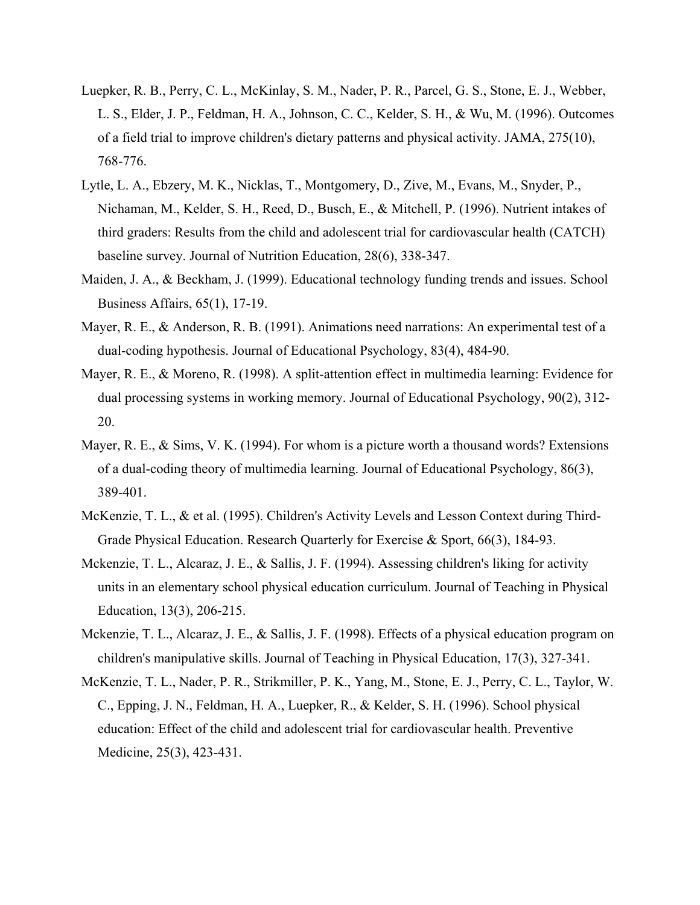Luepker, R. B., Perry, C. L., McKinlay, S. M., Nader, P. R., Parcel, G. S., Stone, E. J., Webber, L. S., Elder, J. P., Feldman, H. A., Johnson, C. C., Kelder, S. H., & Wu, M. (1996). Outcomes of a field trial to improve children's dietary patterns and physical activity. JAMA, 275(10), 768-776.

Lytle, L. A., Ebzery, M. K., Nicklas, T., Montgomery, D., Zive, M., Evans, M., Snyder, P., Nichaman, M., Kelder, S. H., Reed, D., Busch, E., & Mitchell, P. (1996). Nutrient intakes of third graders: Results from the child and adolescent trial for cardiovascular health (CATCH) baseline survey. Journal of Nutrition Education, 28(6), 338-347.

Maiden, J. A., & Beckham, J. (1999). Educational technology funding trends and issues. School Business Affairs, 65(1), 17-19.

Mayer, R. E., & Anderson, R. B. (1991). Animations need narrations: An experimental test of a dual-coding hypothesis. Journal of Educational Psychology, 83(4), 484-90.

Mayer, R. E., & Moreno, R. (1998). A split-attention effect in multimedia learning: Evidence for dual processing systems in working memory. Journal of Educational Psychology, 90(2), 312-20.

Mayer, R. E., & Sims, V. K. (1994). For whom is a picture worth a thousand words? Extensions of a dual-coding theory of multimedia learning. Journal of Educational Psychology, 86(3), 389-401.

McKenzie, T. L., & et al. (1995). Children's Activity Levels and Lesson Context during Third-Grade Physical Education. Research Quarterly for Exercise & Sport, 66(3), 184-93.

Mckenzie, T. L., Alcaraz, J. E., & Sallis, J. F. (1994). Assessing children's liking for activity units in an elementary school physical education curriculum. Journal of Teaching in Physical Education, 13(3), 206-215.

Mckenzie, T. L., Alcaraz, J. E., & Sallis, J. F. (1998). Effects of a physical education program on children's manipulative skills. Journal of Teaching in Physical Education, 17(3), 327-341.

McKenzie, T. L., Nader, P. R., Strikmiller, P. K., Yang, M., Stone, E. J., Perry, C. L., Taylor, W. C., Epping, J. N., Feldman, H. A., Luepker, R., & Kelder, S. H. (1996). School physical education: Effect of the child and adolescent trial for cardiovascular health. Preventive Medicine, 25(3), 423-431.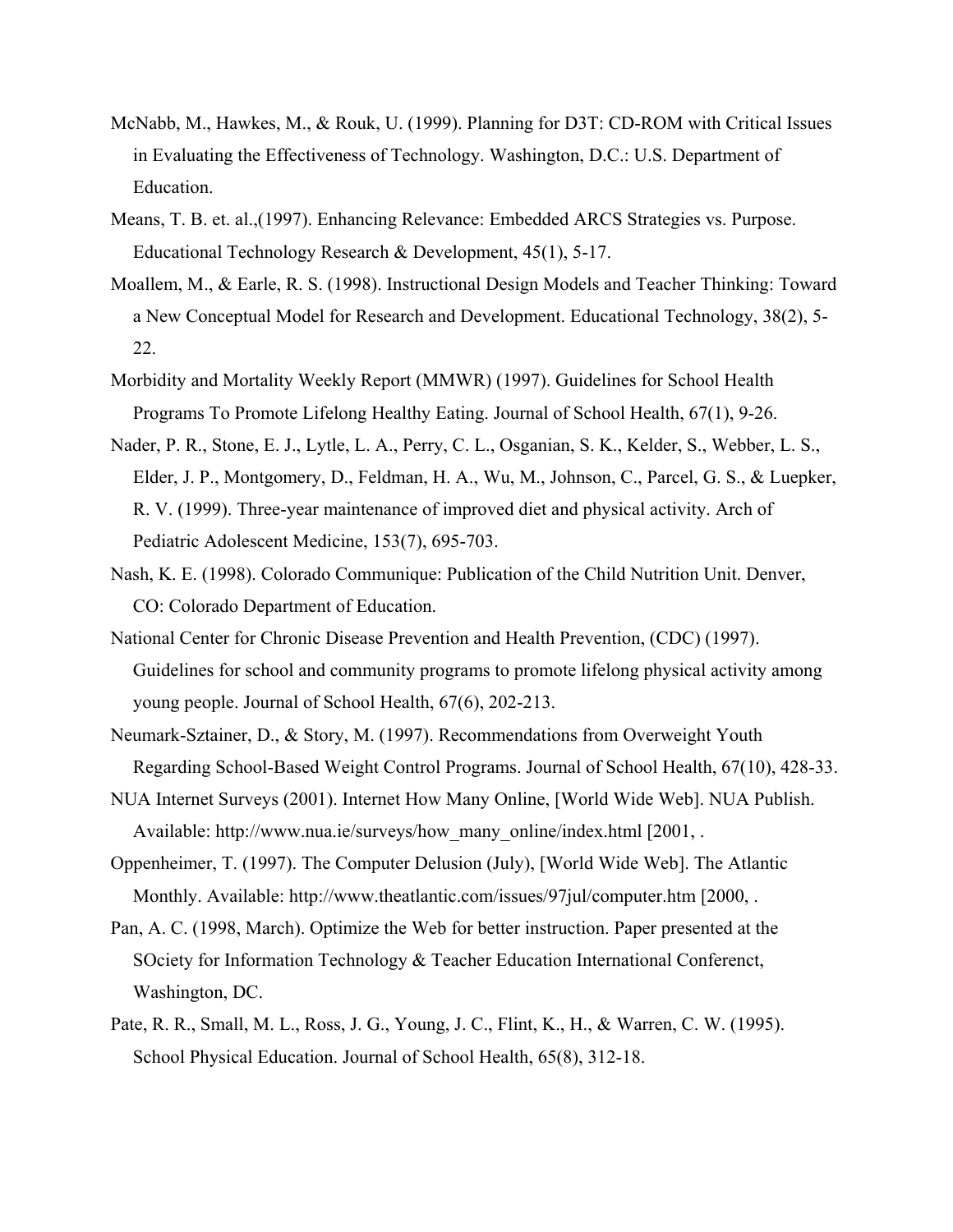McNabb, M., Hawkes, M., & Rouk, U. (1999). Planning for D3T: CD-ROM with Critical Issues in Evaluating the Effectiveness of Technology. Washington, D.C.: U.S. Department of Education.

Means, T. B. et. al.,(1997). Enhancing Relevance: Embedded ARCS Strategies vs. Purpose. Educational Technology Research & Development, 45(1), 5-17.

Moallem, M., & Earle, R. S. (1998). Instructional Design Models and Teacher Thinking: Toward a New Conceptual Model for Research and Development. Educational Technology, 38(2), 5-22.

Morbidity and Mortality Weekly Report (MMWR) (1997). Guidelines for School Health Programs To Promote Lifelong Healthy Eating. Journal of School Health, 67(1), 9-26.

Nader, P. R., Stone, E. J., Lytle, L. A., Perry, C. L., Osganian, S. K., Kelder, S., Webber, L. S., Elder, J. P., Montgomery, D., Feldman, H. A., Wu, M., Johnson, C., Parcel, G. S., & Luepker, R. V. (1999). Three-year maintenance of improved diet and physical activity. Arch of Pediatric Adolescent Medicine, 153(7), 695-703.

Nash, K. E. (1998). Colorado Communique: Publication of the Child Nutrition Unit. Denver, CO: Colorado Department of Education.

National Center for Chronic Disease Prevention and Health Prevention, (CDC) (1997). Guidelines for school and community programs to promote lifelong physical activity among young people. Journal of School Health, 67(6), 202-213.

Neumark-Sztainer, D., & Story, M. (1997). Recommendations from Overweight Youth Regarding School-Based Weight Control Programs. Journal of School Health, 67(10), 428-33.

NUA Internet Surveys (2001). Internet How Many Online, [World Wide Web]. NUA Publish. Available: http://www.nua.ie/surveys/how_many_online/index.html [2001, .

Oppenheimer, T. (1997). The Computer Delusion (July), [World Wide Web]. The Atlantic Monthly. Available: http://www.theatlantic.com/issues/97jul/computer.htm [2000, .

Pan, A. C. (1998, March). Optimize the Web for better instruction. Paper presented at the SOciety for Information Technology & Teacher Education International Conferenct, Washington, DC.

Pate, R. R., Small, M. L., Ross, J. G., Young, J. C., Flint, K., H., & Warren, C. W. (1995). School Physical Education. Journal of School Health, 65(8), 312-18.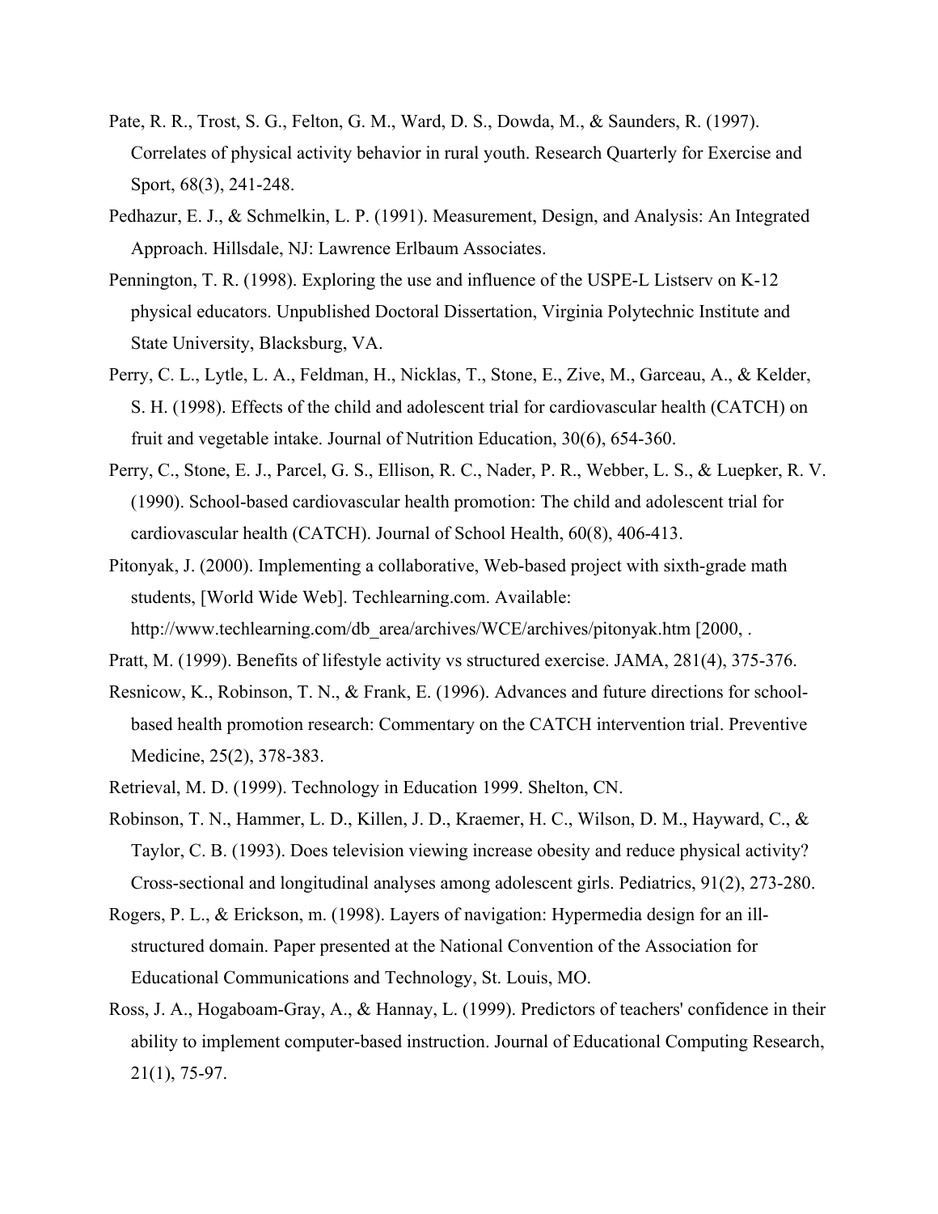Pate, R. R., Trost, S. G., Felton, G. M., Ward, D. S., Dowda, M., & Saunders, R. (1997). Correlates of physical activity behavior in rural youth. Research Quarterly for Exercise and Sport, 68(3), 241-248.

Pedhazur, E. J., & Schmelkin, L. P. (1991). Measurement, Design, and Analysis: An Integrated Approach. Hillsdale, NJ: Lawrence Erlbaum Associates.

Pennington, T. R. (1998). Exploring the use and influence of the USPE-L Listserv on K-12 physical educators. Unpublished Doctoral Dissertation, Virginia Polytechnic Institute and State University, Blacksburg, VA.

Perry, C. L., Lytle, L. A., Feldman, H., Nicklas, T., Stone, E., Zive, M., Garceau, A., & Kelder, S. H. (1998). Effects of the child and adolescent trial for cardiovascular health (CATCH) on fruit and vegetable intake. Journal of Nutrition Education, 30(6), 654-360.

Perry, C., Stone, E. J., Parcel, G. S., Ellison, R. C., Nader, P. R., Webber, L. S., & Luepker, R. V. (1990). School-based cardiovascular health promotion: The child and adolescent trial for cardiovascular health (CATCH). Journal of School Health, 60(8), 406-413.

Pitonyak, J. (2000). Implementing a collaborative, Web-based project with sixth-grade math students, [World Wide Web]. Techlearning.com. Available: http://www.techlearning.com/db_area/archives/WCE/archives/pitonyak.htm [2000, .

Pratt, M. (1999). Benefits of lifestyle activity vs structured exercise. JAMA, 281(4), 375-376.

Resnicow, K., Robinson, T. N., & Frank, E. (1996). Advances and future directions for school-based health promotion research: Commentary on the CATCH intervention trial. Preventive Medicine, 25(2), 378-383.

Retrieval, M. D. (1999). Technology in Education 1999. Shelton, CN.

Robinson, T. N., Hammer, L. D., Killen, J. D., Kraemer, H. C., Wilson, D. M., Hayward, C., & Taylor, C. B. (1993). Does television viewing increase obesity and reduce physical activity? Cross-sectional and longitudinal analyses among adolescent girls. Pediatrics, 91(2), 273-280.

Rogers, P. L., & Erickson, m. (1998). Layers of navigation: Hypermedia design for an ill-structured domain. Paper presented at the National Convention of the Association for Educational Communications and Technology, St. Louis, MO.

Ross, J. A., Hogaboam-Gray, A., & Hannay, L. (1999). Predictors of teachers' confidence in their ability to implement computer-based instruction. Journal of Educational Computing Research, 21(1), 75-97.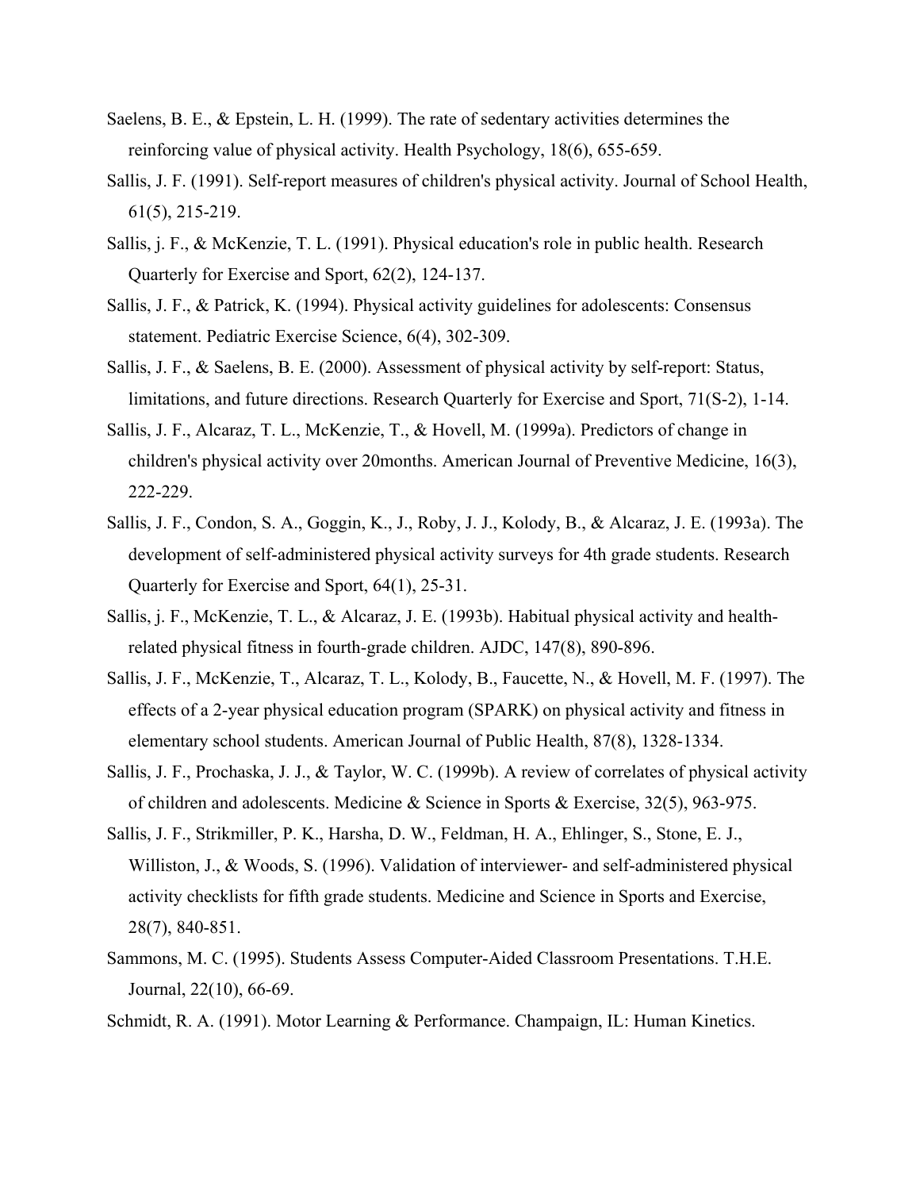Saelens, B. E., & Epstein, L. H. (1999). The rate of sedentary activities determines the reinforcing value of physical activity. Health Psychology, 18(6), 655-659.

Sallis, J. F. (1991). Self-report measures of children's physical activity. Journal of School Health, 61(5), 215-219.

Sallis, j. F., & McKenzie, T. L. (1991). Physical education's role in public health. Research Quarterly for Exercise and Sport, 62(2), 124-137.

Sallis, J. F., & Patrick, K. (1994). Physical activity guidelines for adolescents: Consensus statement. Pediatric Exercise Science, 6(4), 302-309.

Sallis, J. F., & Saelens, B. E. (2000). Assessment of physical activity by self-report: Status, limitations, and future directions. Research Quarterly for Exercise and Sport, 71(S-2), 1-14.

Sallis, J. F., Alcaraz, T. L., McKenzie, T., & Hovell, M. (1999a). Predictors of change in children's physical activity over 20months. American Journal of Preventive Medicine, 16(3), 222-229.

Sallis, J. F., Condon, S. A., Goggin, K., J., Roby, J. J., Kolody, B., & Alcaraz, J. E. (1993a). The development of self-administered physical activity surveys for 4th grade students. Research Quarterly for Exercise and Sport, 64(1), 25-31.

Sallis, j. F., McKenzie, T. L., & Alcaraz, J. E. (1993b). Habitual physical activity and health-related physical fitness in fourth-grade children. AJDC, 147(8), 890-896.

Sallis, J. F., McKenzie, T., Alcaraz, T. L., Kolody, B., Faucette, N., & Hovell, M. F. (1997). The effects of a 2-year physical education program (SPARK) on physical activity and fitness in elementary school students. American Journal of Public Health, 87(8), 1328-1334.

Sallis, J. F., Prochaska, J. J., & Taylor, W. C. (1999b). A review of correlates of physical activity of children and adolescents. Medicine & Science in Sports & Exercise, 32(5), 963-975.

Sallis, J. F., Strikmiller, P. K., Harsha, D. W., Feldman, H. A., Ehlinger, S., Stone, E. J., Williston, J., & Woods, S. (1996). Validation of interviewer- and self-administered physical activity checklists for fifth grade students. Medicine and Science in Sports and Exercise, 28(7), 840-851.

Sammons, M. C. (1995). Students Assess Computer-Aided Classroom Presentations. T.H.E. Journal, 22(10), 66-69.

Schmidt, R. A. (1991). Motor Learning & Performance. Champaign, IL: Human Kinetics.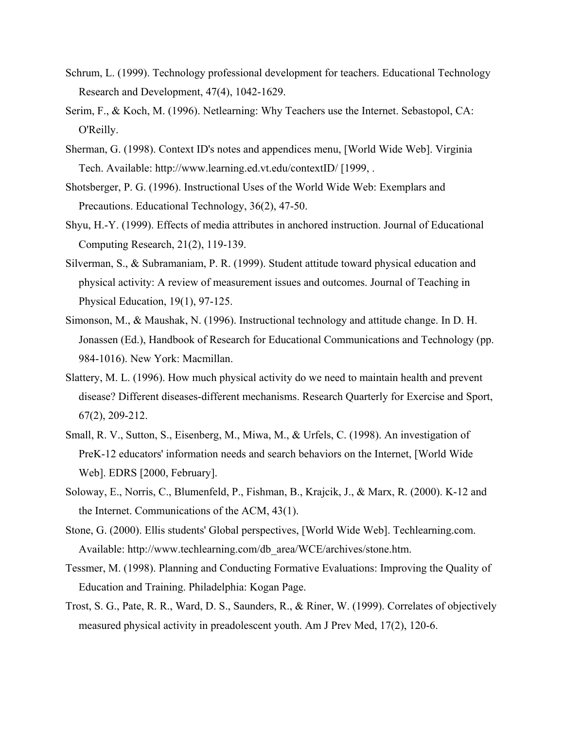Schrum, L. (1999). Technology professional development for teachers. Educational Technology Research and Development, 47(4), 1042-1629.

Serim, F., & Koch, M. (1996). Netlearning: Why Teachers use the Internet. Sebastopol, CA: O'Reilly.

Sherman, G. (1998). Context ID's notes and appendices menu, [World Wide Web]. Virginia Tech. Available: http://www.learning.ed.vt.edu/contextID/ [1999, .

Shotsberger, P. G. (1996). Instructional Uses of the World Wide Web: Exemplars and Precautions. Educational Technology, 36(2), 47-50.

Shyu, H.-Y. (1999). Effects of media attributes in anchored instruction. Journal of Educational Computing Research, 21(2), 119-139.

Silverman, S., & Subramaniam, P. R. (1999). Student attitude toward physical education and physical activity: A review of measurement issues and outcomes. Journal of Teaching in Physical Education, 19(1), 97-125.

Simonson, M., & Maushak, N. (1996). Instructional technology and attitude change. In D. H. Jonassen (Ed.), Handbook of Research for Educational Communications and Technology (pp. 984-1016). New York: Macmillan.

Slattery, M. L. (1996). How much physical activity do we need to maintain health and prevent disease? Different diseases-different mechanisms. Research Quarterly for Exercise and Sport, 67(2), 209-212.

Small, R. V., Sutton, S., Eisenberg, M., Miwa, M., & Urfels, C. (1998). An investigation of PreK-12 educators' information needs and search behaviors on the Internet, [World Wide Web]. EDRS [2000, February].

Soloway, E., Norris, C., Blumenfeld, P., Fishman, B., Krajcik, J., & Marx, R. (2000). K-12 and the Internet. Communications of the ACM, 43(1).

Stone, G. (2000). Ellis students' Global perspectives, [World Wide Web]. Techlearning.com. Available: http://www.techlearning.com/db_area/WCE/archives/stone.htm.

Tessmer, M. (1998). Planning and Conducting Formative Evaluations: Improving the Quality of Education and Training. Philadelphia: Kogan Page.

Trost, S. G., Pate, R. R., Ward, D. S., Saunders, R., & Riner, W. (1999). Correlates of objectively measured physical activity in preadolescent youth. Am J Prev Med, 17(2), 120-6.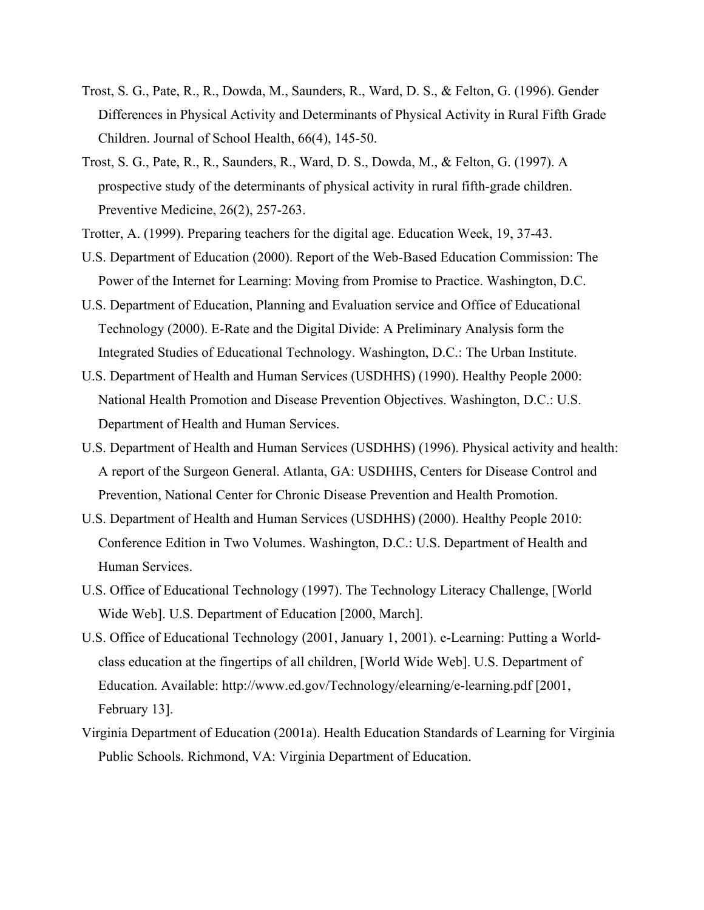Trost, S. G., Pate, R., R., Dowda, M., Saunders, R., Ward, D. S., & Felton, G. (1996). Gender Differences in Physical Activity and Determinants of Physical Activity in Rural Fifth Grade Children. Journal of School Health, 66(4), 145-50.

Trost, S. G., Pate, R., R., Saunders, R., Ward, D. S., Dowda, M., & Felton, G. (1997). A prospective study of the determinants of physical activity in rural fifth-grade children. Preventive Medicine, 26(2), 257-263.

Trotter, A. (1999). Preparing teachers for the digital age. Education Week, 19, 37-43.

U.S. Department of Education (2000). Report of the Web-Based Education Commission: The Power of the Internet for Learning: Moving from Promise to Practice. Washington, D.C.

U.S. Department of Education, Planning and Evaluation service and Office of Educational Technology (2000). E-Rate and the Digital Divide: A Preliminary Analysis form the Integrated Studies of Educational Technology. Washington, D.C.: The Urban Institute.

U.S. Department of Health and Human Services (USDHHS) (1990). Healthy People 2000: National Health Promotion and Disease Prevention Objectives. Washington, D.C.: U.S. Department of Health and Human Services.

U.S. Department of Health and Human Services (USDHHS) (1996). Physical activity and health: A report of the Surgeon General. Atlanta, GA: USDHHS, Centers for Disease Control and Prevention, National Center for Chronic Disease Prevention and Health Promotion.

U.S. Department of Health and Human Services (USDHHS) (2000). Healthy People 2010: Conference Edition in Two Volumes. Washington, D.C.: U.S. Department of Health and Human Services.

U.S. Office of Educational Technology (1997). The Technology Literacy Challenge, [World Wide Web]. U.S. Department of Education [2000, March].

U.S. Office of Educational Technology (2001, January 1, 2001). e-Learning: Putting a World-class education at the fingertips of all children, [World Wide Web]. U.S. Department of Education. Available: http://www.ed.gov/Technology/elearning/e-learning.pdf [2001, February 13].

Virginia Department of Education (2001a). Health Education Standards of Learning for Virginia Public Schools. Richmond, VA: Virginia Department of Education.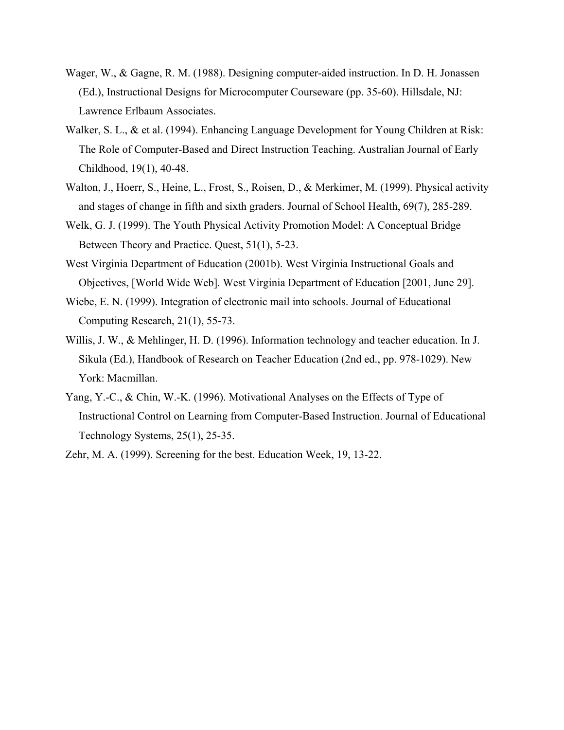Wager, W., & Gagne, R. M. (1988). Designing computer-aided instruction. In D. H. Jonassen (Ed.), Instructional Designs for Microcomputer Courseware (pp. 35-60). Hillsdale, NJ: Lawrence Erlbaum Associates.

Walker, S. L., & et al. (1994). Enhancing Language Development for Young Children at Risk: The Role of Computer-Based and Direct Instruction Teaching. Australian Journal of Early Childhood, 19(1), 40-48.

Walton, J., Hoerr, S., Heine, L., Frost, S., Roisen, D., & Merkimer, M. (1999). Physical activity and stages of change in fifth and sixth graders. Journal of School Health, 69(7), 285-289.

Welk, G. J. (1999). The Youth Physical Activity Promotion Model: A Conceptual Bridge Between Theory and Practice. Quest, 51(1), 5-23.

West Virginia Department of Education (2001b). West Virginia Instructional Goals and Objectives, [World Wide Web]. West Virginia Department of Education [2001, June 29].

Wiebe, E. N. (1999). Integration of electronic mail into schools. Journal of Educational Computing Research, 21(1), 55-73.

Willis, J. W., & Mehlinger, H. D. (1996). Information technology and teacher education. In J. Sikula (Ed.), Handbook of Research on Teacher Education (2nd ed., pp. 978-1029). New York: Macmillan.

Yang, Y.-C., & Chin, W.-K. (1996). Motivational Analyses on the Effects of Type of Instructional Control on Learning from Computer-Based Instruction. Journal of Educational Technology Systems, 25(1), 25-35.

Zehr, M. A. (1999). Screening for the best. Education Week, 19, 13-22.